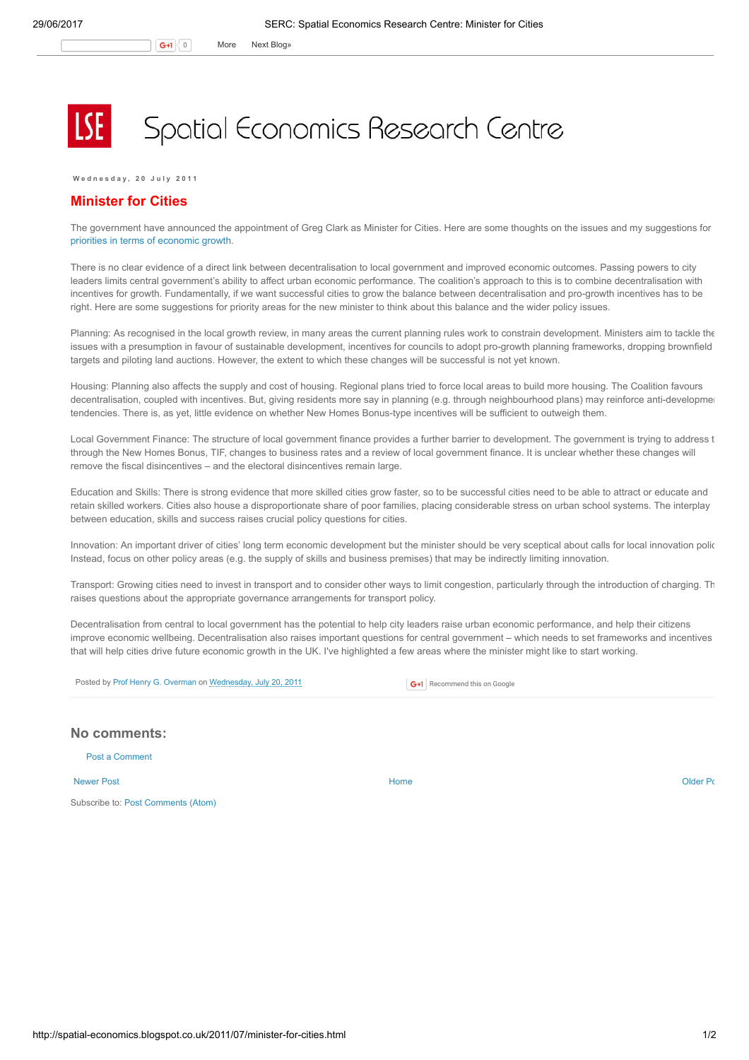# Spatial Economics Research Centre

Wednesday, 20 July 2011

## Minister for Cities

The government have announced the appointment of Greg Clark as Minister for Cities. Here are some thoughts on the issues and my suggestions for priorities in terms of economic growth.

There is no clear evidence of a direct link between decentralisation to local government and improved economic outcomes. Passing powers to city leaders limits central government's ability to affect urban economic performance. The coalition's approach to this is to combine decentralisation with incentives for growth. Fundamentally, if we want successful cities to grow the balance between decentralisation and pro-growth incentives has to be right. Here are some suggestions for priority areas for the new minister to think about this balance and the wider policy issues.

Planning: As recognised in the local growth review, in many areas the current planning rules work to constrain development. Ministers aim to tackle the issues with a presumption in favour of sustainable development, incentives for councils to adopt pro-growth planning frameworks, dropping brownfield targets and piloting land auctions. However, the extent to which these changes will be successful is not yet known.

Housing: Planning also affects the supply and cost of housing. Regional plans tried to force local areas to build more housing. The Coalition favours decentralisation, coupled with incentives. But, giving residents more say in planning (e.g. through neighbourhood plans) may reinforce anti-developme tendencies. There is, as yet, little evidence on whether New Homes Bonus-type incentives will be sufficient to outweigh them.

Local Government Finance: The structure of local government finance provides a further barrier to development. The government is trying to address t through the New Homes Bonus, TIF, changes to business rates and a review of local government finance. It is unclear whether these changes will remove the fiscal disincentives – and the electoral disincentives remain large.

Education and Skills: There is strong evidence that more skilled cities grow faster, so to be successful cities need to be able to attract or educate and retain skilled workers. Cities also house a disproportionate share of poor families, placing considerable stress on urban school systems. The interplay between education, skills and success raises crucial policy questions for cities.

Innovation: An important driver of cities' long term economic development but the minister should be very sceptical about calls for local innovation polic Instead, focus on other policy areas (e.g. the supply of skills and business premises) that may be indirectly limiting innovation.

Transport: Growing cities need to invest in transport and to consider other ways to limit congestion, particularly through the introduction of charging. Th raises questions about the appropriate governance arrangements for transport policy.

Decentralisation from central to local government has the potential to help city leaders raise urban economic performance, and help their citizens improve economic wellbeing. Decentralisation also raises important questions for central government – which needs to set frameworks and incentives that will help cities drive future economic growth in the UK. I've highlighted a few areas where the minister might like to start working.

Posted by Prof Henry G. Overman on Wednesday, July 20, 2011

## No comments:

Post a Comment

Newer Post | Home | Older Po

Subscribe to: Post Comments (Atom)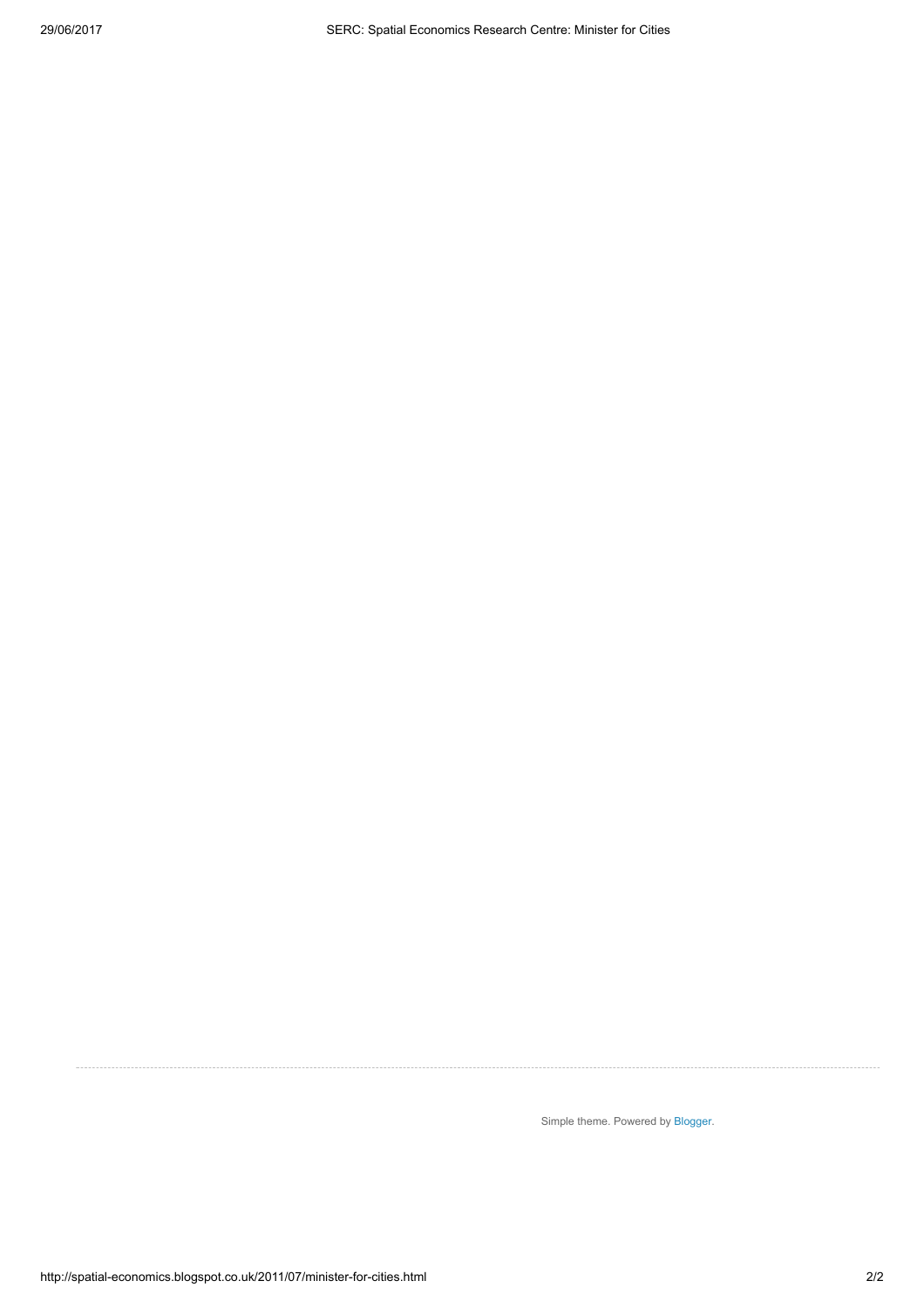Simple theme. Powered by Blogger.